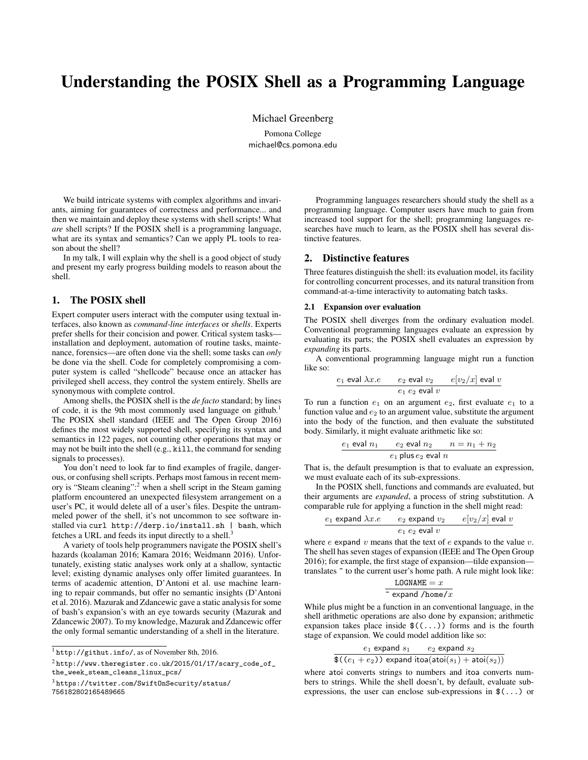# Understanding the POSIX Shell as a Programming Language

Michael Greenberg

Pomona College

michael@cs.pomona.edu

We build intricate systems with complex algorithms and invariants, aiming for guarantees of correctness and performance... and then we maintain and deploy these systems with shell scripts! What *are* shell scripts? If the POSIX shell is a programming language, what are its syntax and semantics? Can we apply PL tools to reason about the shell?

In my talk, I will explain why the shell is a good object of study and present my early progress building models to reason about the shell.

## 1. The POSIX shell

Expert computer users interact with the computer using textual interfaces, also known as *command-line interfaces* or *shells*. Experts prefer shells for their concision and power. Critical system tasks—installation and deployment, automation of routine tasks, maintenance, forensics—are often done via the shell; some tasks can *only* be done via the shell. Code for completely compromising a computer system is called "shellcode" because once an attacker has privileged shell access, they control the system entirely. Shells are synonymous with complete control.

Among shells, the POSIX shell is the *de facto* standard; by lines of code, it is the 9th most commonly used language on github.[1] The POSIX shell standard (IEEE and The Open Group 2016) defines the most widely supported shell, specifying its syntax and semantics in 122 pages, not counting other operations that may or may not be built into the shell (e.g., `kill`, the command for sending signals to processes).

You don't need to look far to find examples of fragile, dangerous, or confusing shell scripts. Perhaps most famous in recent memory is "Steam cleaning":[2] when a shell script in the Steam gaming platform encountered an unexpected filesystem arrangement on a user's PC, it would delete all of a user's files. Despite the untrammeled power of the shell, it's not uncommon to see software installed via `curl http://derp.io/install.sh | bash`, which fetches a URL and feeds its input directly to a shell.[3]

A variety of tools help programmers navigate the POSIX shell's hazards (koalaman 2016; Kamara 2016; Weidmann 2016). Unfortunately, existing static analyses work only at a shallow, syntactic level; existing dynamic analyses only offer limited guarantees. In terms of academic attention, D'Antoni et al. use machine learning to repair commands, but offer no semantic insights (D'Antoni et al. 2016). Mazurak and Zdancewic gave a static analysis for some of bash's expansion's with an eye towards security (Mazurak and Zdancewic 2007). To my knowledge, Mazurak and Zdancewic offer the only formal semantic understanding of a shell in the literature.

Programming languages researchers should study the shell as a programming language. Computer users have much to gain from increased tool support for the shell; programming languages researches have much to learn, as the POSIX shell has several distinctive features.

## 2. Distinctive features

Three features distinguish the shell: its evaluation model, its facility for controlling concurrent processes, and its natural transition from command-at-a-time interactivity to automating batch tasks.

### 2.1 Expansion over evaluation

The POSIX shell diverges from the ordinary evaluation model. Conventional programming languages evaluate an expression by evaluating its parts; the POSIX shell evaluates an expression by *expanding* its parts.

A conventional programming language might run a function like so:

$$\frac{e_1 \;\textsf{eval}\; \lambda x.e \qquad e_2 \;\textsf{eval}\; v_2 \qquad e[v_2/x] \;\textsf{eval}\; v}{e_1\; e_2 \;\textsf{eval}\; v}$$

To run a function $e_1$ on an argument $e_2$, first evaluate $e_1$ to a function value and $e_2$ to an argument value, substitute the argument into the body of the function, and then evaluate the substituted body. Similarly, it might evaluate arithmetic like so:

$$\frac{e_1 \;\textsf{eval}\; n_1 \qquad e_2 \;\textsf{eval}\; n_2 \qquad n = n_1 + n_2}{e_1 \;\textsf{plus}\; e_2 \;\textsf{eval}\; n}$$

That is, the default presumption is that to evaluate an expression, we must evaluate each of its sub-expressions.

In the POSIX shell, functions and commands are evaluated, but their arguments are *expanded*, a process of string substitution. A comparable rule for applying a function in the shell might read:

$$\frac{e_1 \;\textsf{expand}\; \lambda x.e \qquad e_2 \;\textsf{expand}\; v_2 \qquad e[v_2/x] \;\textsf{eval}\; v}{e_1\; e_2 \;\textsf{eval}\; v}$$

where $e$ expand $v$ means that the text of $e$ expands to the value $v$. The shell has seven stages of expansion (IEEE and The Open Group 2016); for example, the first stage of expansion—tilde expansion—translates `~` to the current user's home path. A rule might look like:

$$\frac{\texttt{LOGNAME} = x}{\texttt{~} \;\textsf{expand}\; \texttt{/home/}x}$$

While plus might be a function in an conventional language, in the shell arithmetic operations are also done by expansion; arithmetic expansion takes place inside `$((...))` forms and is the fourth stage of expansion. We could model addition like so:

$$\frac{e_1 \;\textsf{expand}\; s_1 \qquad e_2 \;\textsf{expand}\; s_2}{\texttt{\$((}e_1 + e_2\texttt{))} \;\textsf{expand}\; \textsf{itoa}(\textsf{atoi}(s_1) + \textsf{atoi}(s_2))}$$

where atoi converts strings to numbers and itoa converts numbers to strings. While the shell doesn't, by default, evaluate subexpressions, the user can enclose sub-expressions in `$(...)` or

---

[1] http://githut.info/, as of November 8th, 2016.

[2] http://www.theregister.co.uk/2015/01/17/scary_code_of_the_week_steam_cleans_linux_pcs/

[3] https://twitter.com/SwiftOnSecurity/status/756182802165489665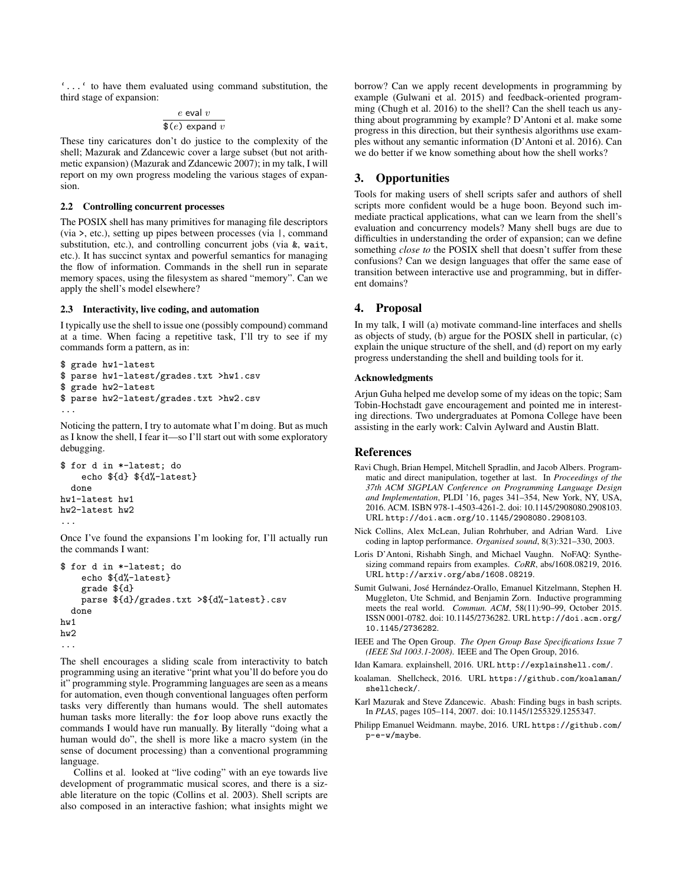`...` to have them evaluated using command substitution, the third stage of expansion:

$$\frac{e \text{ eval } v}{\texttt{\$(}e\texttt{)} \text{ expand } v}$$

These tiny caricatures don't do justice to the complexity of the shell; Mazurak and Zdancewic cover a large subset (but not arithmetic expansion) (Mazurak and Zdancewic 2007); in my talk, I will report on my own progress modeling the various stages of expansion.

### 2.2 Controlling concurrent processes

The POSIX shell has many primitives for managing file descriptors (via `>`, etc.), setting up pipes between processes (via `|`, command substitution, etc.), and controlling concurrent jobs (via `&`, `wait`, etc.). It has succinct syntax and powerful semantics for managing the flow of information. Commands in the shell run in separate memory spaces, using the filesystem as shared "memory". Can we apply the shell's model elsewhere?

### 2.3 Interactivity, live coding, and automation

I typically use the shell to issue one (possibly compound) command at a time. When facing a repetitive task, I'll try to see if my commands form a pattern, as in:

```
$ grade hw1-latest
$ parse hw1-latest/grades.txt >hw1.csv
$ grade hw2-latest
$ parse hw2-latest/grades.txt >hw2.csv
...
```

Noticing the pattern, I try to automate what I'm doing. But as much as I know the shell, I fear it—so I'll start out with some exploratory debugging.

```
$ for d in *-latest; do
    echo ${d} ${d%-latest}
  done
hw1-latest hw1
hw2-latest hw2
...
```

Once I've found the expansions I'm looking for, I'll actually run the commands I want:

```
$ for d in *-latest; do
    echo ${d%-latest}
    grade ${d}
    parse ${d}/grades.txt >${d%-latest}.csv
  done
hw1
hw2
...
```

The shell encourages a sliding scale from interactivity to batch programming using an iterative "print what you'll do before you do it" programming style. Programming languages are seen as a means for automation, even though conventional languages often perform tasks very differently than humans would. The shell automates human tasks more literally: the `for` loop above runs exactly the commands I would have run manually. By literally "doing what a human would do", the shell is more like a macro system (in the sense of document processing) than a conventional programming language.

Collins et al. looked at "live coding" with an eye towards live development of programmatic musical scores, and there is a sizable literature on the topic (Collins et al. 2003). Shell scripts are also composed in an interactive fashion; what insights might we borrow? Can we apply recent developments in programming by example (Gulwani et al. 2015) and feedback-oriented programming (Chugh et al. 2016) to the shell? Can the shell teach us anything about programming by example? D'Antoni et al. make some progress in this direction, but their synthesis algorithms use examples without any semantic information (D'Antoni et al. 2016). Can we do better if we know something about how the shell works?

## 3. Opportunities

Tools for making users of shell scripts safer and authors of shell scripts more confident would be a huge boon. Beyond such immediate practical applications, what can we learn from the shell's evaluation and concurrency models? Many shell bugs are due to difficulties in understanding the order of expansion; can we define something *close to* the POSIX shell that doesn't suffer from these confusions? Can we design languages that offer the same ease of transition between interactive use and programming, but in different domains?

## 4. Proposal

In my talk, I will (a) motivate command-line interfaces and shells as objects of study, (b) argue for the POSIX shell in particular, (c) explain the unique structure of the shell, and (d) report on my early progress understanding the shell and building tools for it.

### Acknowledgments

Arjun Guha helped me develop some of my ideas on the topic; Sam Tobin-Hochstadt gave encouragement and pointed me in interesting directions. Two undergraduates at Pomona College have been assisting in the early work: Calvin Aylward and Austin Blatt.

## References

Ravi Chugh, Brian Hempel, Mitchell Spradlin, and Jacob Albers. Programmatic and direct manipulation, together at last. In *Proceedings of the 37th ACM SIGPLAN Conference on Programming Language Design and Implementation*, PLDI '16, pages 341–354, New York, NY, USA, 2016. ACM. ISBN 978-1-4503-4261-2. doi: 10.1145/2908080.2908103. URL `http://doi.acm.org/10.1145/2908080.2908103`.

Nick Collins, Alex McLean, Julian Rohrhuber, and Adrian Ward. Live coding in laptop performance. *Organised sound*, 8(3):321–330, 2003.

Loris D'Antoni, Rishabh Singh, and Michael Vaughn. NoFAQ: Synthesizing command repairs from examples. *CoRR*, abs/1608.08219, 2016. URL `http://arxiv.org/abs/1608.08219`.

Sumit Gulwani, José Hernández-Orallo, Emanuel Kitzelmann, Stephen H. Muggleton, Ute Schmid, and Benjamin Zorn. Inductive programming meets the real world. *Commun. ACM*, 58(11):90–99, October 2015. ISSN 0001-0782. doi: 10.1145/2736282. URL `http://doi.acm.org/10.1145/2736282`.

IEEE and The Open Group. *The Open Group Base Specifications Issue 7 (IEEE Std 1003.1-2008)*. IEEE and The Open Group, 2016.

Idan Kamara. explainshell, 2016. URL `http://explainshell.com/`.

koalaman. Shellcheck, 2016. URL `https://github.com/koalaman/shellcheck/`.

Karl Mazurak and Steve Zdancewic. Abash: Finding bugs in bash scripts. In *PLAS*, pages 105–114, 2007. doi: 10.1145/1255329.1255347.

Philipp Emanuel Weidmann. maybe, 2016. URL `https://github.com/p-e-w/maybe`.